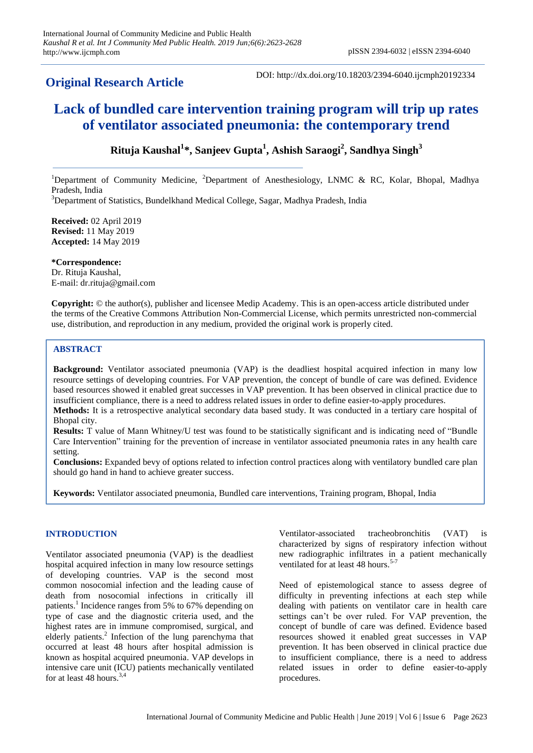**Original Research Article**

DOI: http://dx.doi.org/10.18203/2394-6040.ijcmph20192334

# Lack of bundled care intervention training program will trip up rates of ventilator associated pneumonia: the contemporary trend

**Rituja Kaushal[1]*, Sanjeev Gupta[1], Ashish Saraogi[2], Sandhya Singh[3]**

[1]Department of Community Medicine, [2]Department of Anesthesiology, LNMC & RC, Kolar, Bhopal, Madhya Pradesh, India

[3]Department of Statistics, Bundelkhand Medical College, Sagar, Madhya Pradesh, India

**Received:** 02 April 2019
**Revised:** 11 May 2019
**Accepted:** 14 May 2019

***Correspondence:**
Dr. Rituja Kaushal,
E-mail: dr.rituja@gmail.com

**Copyright:** © the author(s), publisher and licensee Medip Academy. This is an open-access article distributed under the terms of the Creative Commons Attribution Non-Commercial License, which permits unrestricted non-commercial use, distribution, and reproduction in any medium, provided the original work is properly cited.

## ABSTRACT

**Background:** Ventilator associated pneumonia (VAP) is the deadliest hospital acquired infection in many low resource settings of developing countries. For VAP prevention, the concept of bundle of care was defined. Evidence based resources showed it enabled great successes in VAP prevention. It has been observed in clinical practice due to insufficient compliance, there is a need to address related issues in order to define easier-to-apply procedures.

**Methods:** It is a retrospective analytical secondary data based study. It was conducted in a tertiary care hospital of Bhopal city.

**Results:** T value of Mann Whitney/U test was found to be statistically significant and is indicating need of "Bundle Care Intervention" training for the prevention of increase in ventilator associated pneumonia rates in any health care setting.

**Conclusions:** Expanded bevy of options related to infection control practices along with ventilatory bundled care plan should go hand in hand to achieve greater success.

**Keywords:** Ventilator associated pneumonia, Bundled care interventions, Training program, Bhopal, India

## INTRODUCTION

Ventilator associated pneumonia (VAP) is the deadliest hospital acquired infection in many low resource settings of developing countries. VAP is the second most common nosocomial infection and the leading cause of death from nosocomial infections in critically ill patients.[1] Incidence ranges from 5% to 67% depending on type of case and the diagnostic criteria used, and the highest rates are in immune compromised, surgical, and elderly patients.[2] Infection of the lung parenchyma that occurred at least 48 hours after hospital admission is known as hospital acquired pneumonia. VAP develops in intensive care unit (ICU) patients mechanically ventilated for at least 48 hours.[3,4] Ventilator-associated tracheobronchitis (VAT) is characterized by signs of respiratory infection without new radiographic infiltrates in a patient mechanically ventilated for at least 48 hours.[5-7]

Need of epistemological stance to assess degree of difficulty in preventing infections at each step while dealing with patients on ventilator care in health care settings can't be over ruled. For VAP prevention, the concept of bundle of care was defined. Evidence based resources showed it enabled great successes in VAP prevention. It has been observed in clinical practice due to insufficient compliance, there is a need to address related issues in order to define easier-to-apply procedures.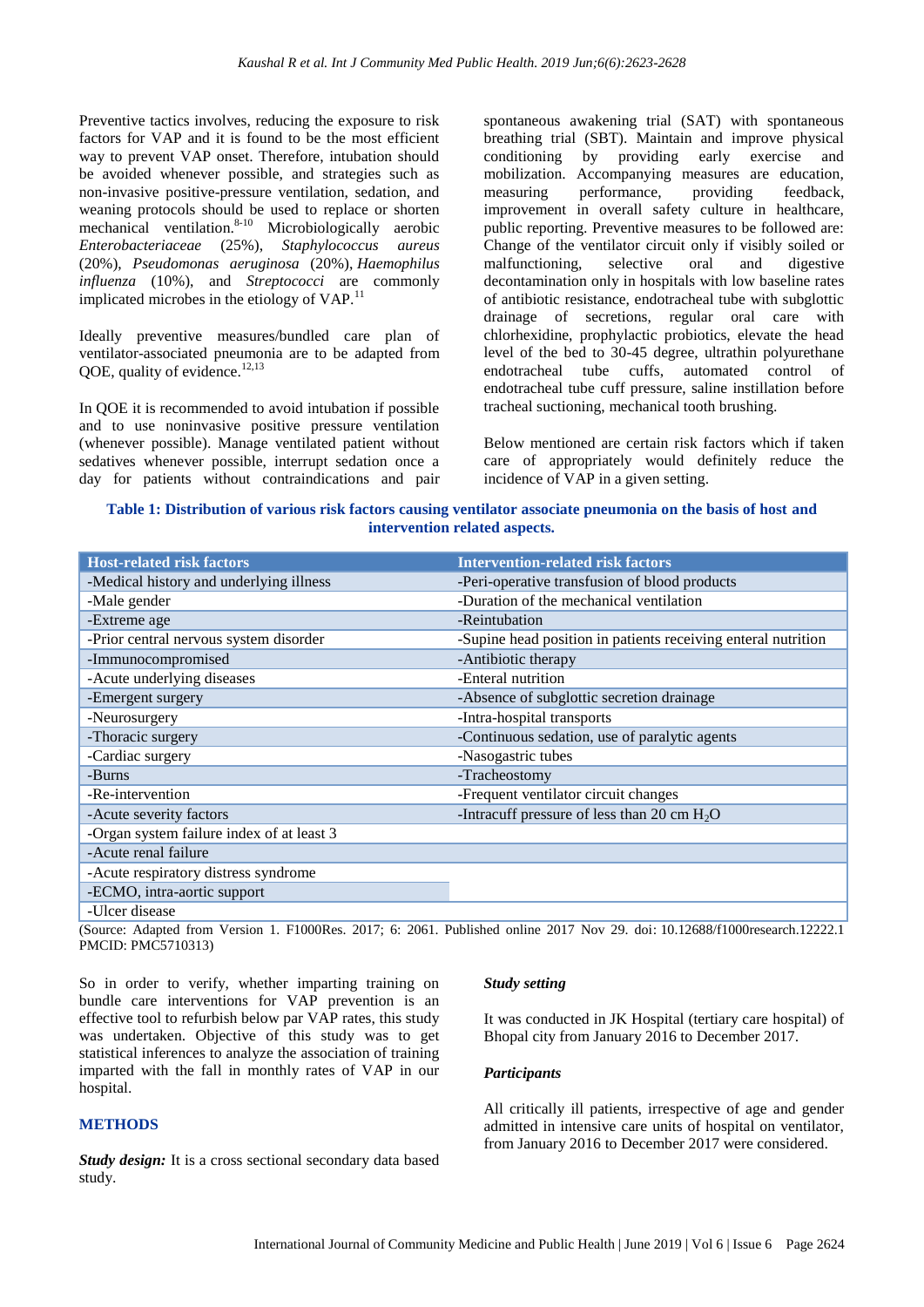Preventive tactics involves, reducing the exposure to risk factors for VAP and it is found to be the most efficient way to prevent VAP onset. Therefore, intubation should be avoided whenever possible, and strategies such as non-invasive positive-pressure ventilation, sedation, and weaning protocols should be used to replace or shorten mechanical ventilation.[8-10] Microbiologically aerobic *Enterobacteriaceae* (25%), *Staphylococcus aureus* (20%), *Pseudomonas aeruginosa* (20%), *Haemophilus influenza* (10%), and *Streptococci* are commonly implicated microbes in the etiology of VAP.[11]

Ideally preventive measures/bundled care plan of ventilator-associated pneumonia are to be adapted from QOE, quality of evidence.[12,13]

In QOE it is recommended to avoid intubation if possible and to use noninvasive positive pressure ventilation (whenever possible). Manage ventilated patient without sedatives whenever possible, interrupt sedation once a day for patients without contraindications and pair spontaneous awakening trial (SAT) with spontaneous breathing trial (SBT). Maintain and improve physical conditioning by providing early exercise and mobilization. Accompanying measures are education, measuring performance, providing feedback, improvement in overall safety culture in healthcare, public reporting. Preventive measures to be followed are: Change of the ventilator circuit only if visibly soiled or malfunctioning, selective oral and digestive decontamination only in hospitals with low baseline rates of antibiotic resistance, endotracheal tube with subglottic drainage of secretions, regular oral care with chlorhexidine, prophylactic probiotics, elevate the head level of the bed to 30-45 degree, ultrathin polyurethane endotracheal tube cuffs, automated control of endotracheal tube cuff pressure, saline instillation before tracheal suctioning, mechanical tooth brushing.

Below mentioned are certain risk factors which if taken care of appropriately would definitely reduce the incidence of VAP in a given setting.

**Table 1: Distribution of various risk factors causing ventilator associate pneumonia on the basis of host and intervention related aspects.**

| Host-related risk factors | Intervention-related risk factors |
|---|---|
| -Medical history and underlying illness | -Peri-operative transfusion of blood products |
| -Male gender | -Duration of the mechanical ventilation |
| -Extreme age | -Reintubation |
| -Prior central nervous system disorder | -Supine head position in patients receiving enteral nutrition |
| -Immunocompromised | -Antibiotic therapy |
| -Acute underlying diseases | -Enteral nutrition |
| -Emergent surgery | -Absence of subglottic secretion drainage |
| -Neurosurgery | -Intra-hospital transports |
| -Thoracic surgery | -Continuous sedation, use of paralytic agents |
| -Cardiac surgery | -Nasogastric tubes |
| -Burns | -Tracheostomy |
| -Re-intervention | -Frequent ventilator circuit changes |
| -Acute severity factors | -Intracuff pressure of less than 20 cm $H_2O$ |
| -Organ system failure index of at least 3 | |
| -Acute renal failure | |
| -Acute respiratory distress syndrome | |
| -ECMO, intra-aortic support | |
| -Ulcer disease | |

(Source: Adapted from Version 1. F1000Res. 2017; 6: 2061. Published online 2017 Nov 29. doi: 10.12688/f1000research.12222.1 PMCID: PMC5710313)

So in order to verify, whether imparting training on bundle care interventions for VAP prevention is an effective tool to refurbish below par VAP rates, this study was undertaken. Objective of this study was to get statistical inferences to analyze the association of training imparted with the fall in monthly rates of VAP in our hospital.

## METHODS

***Study design:*** It is a cross sectional secondary data based study.

### *Study setting*

It was conducted in JK Hospital (tertiary care hospital) of Bhopal city from January 2016 to December 2017.

### *Participants*

All critically ill patients, irrespective of age and gender admitted in intensive care units of hospital on ventilator, from January 2016 to December 2017 were considered.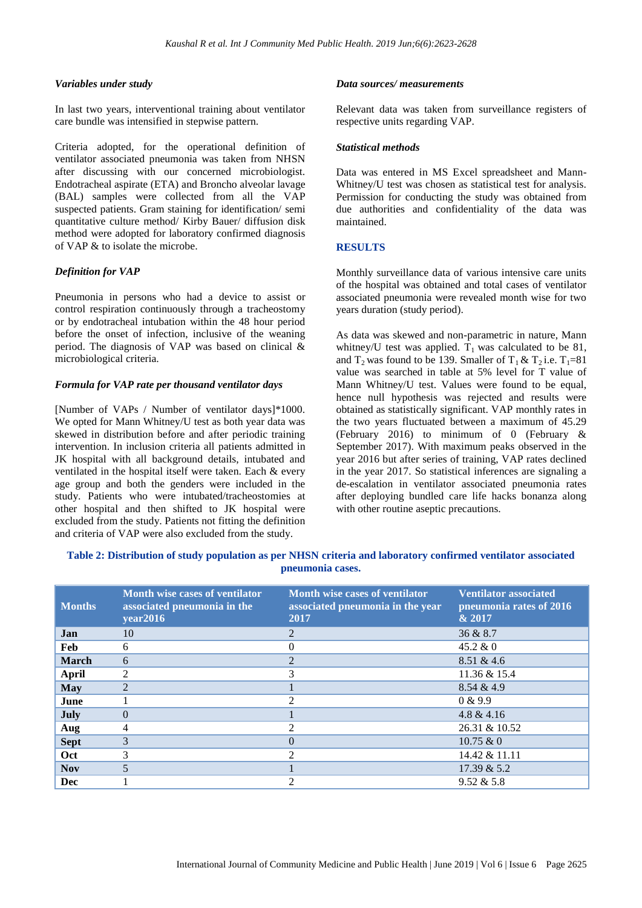### *Variables under study*

In last two years, interventional training about ventilator care bundle was intensified in stepwise pattern.

Criteria adopted, for the operational definition of ventilator associated pneumonia was taken from NHSN after discussing with our concerned microbiologist. Endotracheal aspirate (ETA) and Broncho alveolar lavage (BAL) samples were collected from all the VAP suspected patients. Gram staining for identification/ semi quantitative culture method/ Kirby Bauer/ diffusion disk method were adopted for laboratory confirmed diagnosis of VAP & to isolate the microbe.

### *Definition for VAP*

Pneumonia in persons who had a device to assist or control respiration continuously through a tracheostomy or by endotracheal intubation within the 48 hour period before the onset of infection, inclusive of the weaning period. The diagnosis of VAP was based on clinical & microbiological criteria.

### *Formula for VAP rate per thousand ventilator days*

[Number of VAPs / Number of ventilator days]*1000. We opted for Mann Whitney/U test as both year data was skewed in distribution before and after periodic training intervention. In inclusion criteria all patients admitted in JK hospital with all background details, intubated and ventilated in the hospital itself were taken. Each & every age group and both the genders were included in the study. Patients who were intubated/tracheostomies at other hospital and then shifted to JK hospital were excluded from the study. Patients not fitting the definition and criteria of VAP were also excluded from the study.

### *Data sources/ measurements*

Relevant data was taken from surveillance registers of respective units regarding VAP.

### *Statistical methods*

Data was entered in MS Excel spreadsheet and Mann-Whitney/U test was chosen as statistical test for analysis. Permission for conducting the study was obtained from due authorities and confidentiality of the data was maintained.

## RESULTS

Monthly surveillance data of various intensive care units of the hospital was obtained and total cases of ventilator associated pneumonia were revealed month wise for two years duration (study period).

As data was skewed and non-parametric in nature, Mann whitney/U test was applied. $T_1$ was calculated to be 81, and $T_2$ was found to be 139. Smaller of $T_1$ & $T_2$ i.e. $T_1$=81 value was searched in table at 5% level for T value of Mann Whitney/U test. Values were found to be equal, hence null hypothesis was rejected and results were obtained as statistically significant. VAP monthly rates in the two years fluctuated between a maximum of 45.29 (February 2016) to minimum of 0 (February & September 2017). With maximum peaks observed in the year 2016 but after series of training, VAP rates declined in the year 2017. So statistical inferences are signaling a de-escalation in ventilator associated pneumonia rates after deploying bundled care life hacks bonanza along with other routine aseptic precautions.

**Table 2: Distribution of study population as per NHSN criteria and laboratory confirmed ventilator associated pneumonia cases.**

| Months | Month wise cases of ventilator associated pneumonia in the year2016 | Month wise cases of ventilator associated pneumonia in the year 2017 | Ventilator associated pneumonia rates of 2016 & 2017 |
|---|---|---|---|
| Jan | 10 | 2 | 36 & 8.7 |
| Feb | 6 | 0 | 45.2 & 0 |
| March | 6 | 2 | 8.51 & 4.6 |
| April | 2 | 3 | 11.36 & 15.4 |
| May | 2 | 1 | 8.54 & 4.9 |
| June | 1 | 2 | 0 & 9.9 |
| July | 0 | 1 | 4.8 & 4.16 |
| Aug | 4 | 2 | 26.31 & 10.52 |
| Sept | 3 | 0 | 10.75 & 0 |
| Oct | 3 | 2 | 14.42 & 11.11 |
| Nov | 5 | 1 | 17.39 & 5.2 |
| Dec | 1 | 2 | 9.52 & 5.8 |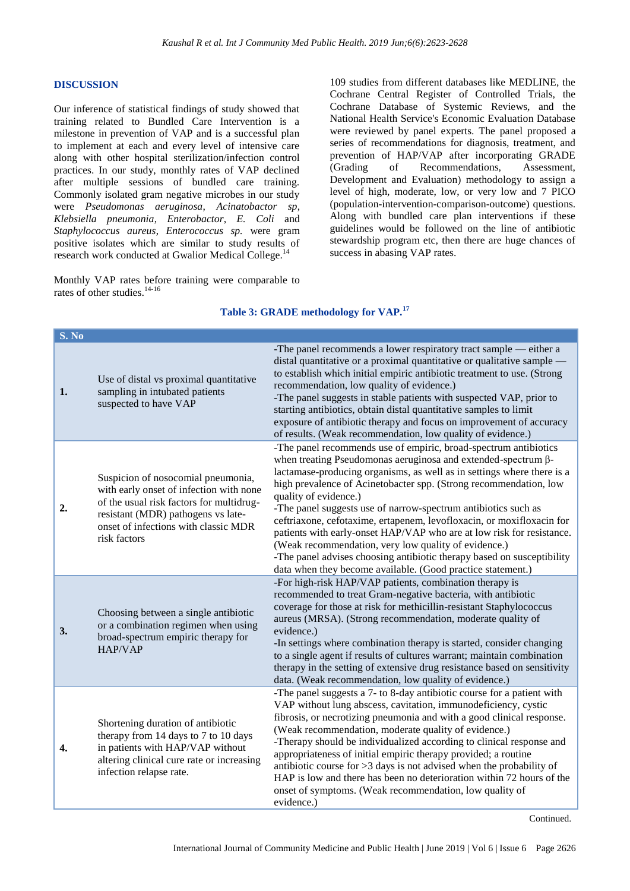## DISCUSSION

Our inference of statistical findings of study showed that training related to Bundled Care Intervention is a milestone in prevention of VAP and is a successful plan to implement at each and every level of intensive care along with other hospital sterilization/infection control practices. In our study, monthly rates of VAP declined after multiple sessions of bundled care training. Commonly isolated gram negative microbes in our study were *Pseudomonas aeruginosa*, *Acinatobactor sp*, *Klebsiella pneumonia*, *Enterobactor*, *E. Coli* and *Staphylococcus aureus*, *Enterococcus sp.* were gram positive isolates which are similar to study results of research work conducted at Gwalior Medical College.[14]

Monthly VAP rates before training were comparable to rates of other studies.[14-16]

109 studies from different databases like MEDLINE, the Cochrane Central Register of Controlled Trials, the Cochrane Database of Systemic Reviews, and the National Health Service's Economic Evaluation Database were reviewed by panel experts. The panel proposed a series of recommendations for diagnosis, treatment, and prevention of HAP/VAP after incorporating GRADE (Grading of Recommendations, Assessment, Development and Evaluation) methodology to assign a level of high, moderate, low, or very low and 7 PICO (population-intervention-comparison-outcome) questions. Along with bundled care plan interventions if these guidelines would be followed on the line of antibiotic stewardship program etc, then there are huge chances of success in abasing VAP rates.

**Table 3: GRADE methodology for VAP.[17]**

| S. No | | |
|---|---|---|
| **1.** | Use of distal vs proximal quantitative sampling in intubated patients suspected to have VAP | -The panel recommends a lower respiratory tract sample — either a distal quantitative or a proximal quantitative or qualitative sample — to establish which initial empiric antibiotic treatment to use. (Strong recommendation, low quality of evidence.)<br>-The panel suggests in stable patients with suspected VAP, prior to starting antibiotics, obtain distal quantitative samples to limit exposure of antibiotic therapy and focus on improvement of accuracy of results. (Weak recommendation, low quality of evidence.) |
| **2.** | Suspicion of nosocomial pneumonia, with early onset of infection with none of the usual risk factors for multidrug-resistant (MDR) pathogens vs late-onset of infections with classic MDR risk factors | -The panel recommends use of empiric, broad-spectrum antibiotics when treating Pseudomonas aeruginosa and extended-spectrum β-lactamase-producing organisms, as well as in settings where there is a high prevalence of Acinetobacter spp. (Strong recommendation, low quality of evidence.)<br>-The panel suggests use of narrow-spectrum antibiotics such as ceftriaxone, cefotaxime, ertapenem, levofloxacin, or moxifloxacin for patients with early-onset HAP/VAP who are at low risk for resistance. (Weak recommendation, very low quality of evidence.)<br>-The panel advises choosing antibiotic therapy based on susceptibility data when they become available. (Good practice statement.) |
| **3.** | Choosing between a single antibiotic or a combination regimen when using broad-spectrum empiric therapy for HAP/VAP | -For high-risk HAP/VAP patients, combination therapy is recommended to treat Gram-negative bacteria, with antibiotic coverage for those at risk for methicillin-resistant Staphylococcus aureus (MRSA). (Strong recommendation, moderate quality of evidence.)<br>-In settings where combination therapy is started, consider changing to a single agent if results of cultures warrant; maintain combination therapy in the setting of extensive drug resistance based on sensitivity data. (Weak recommendation, low quality of evidence.) |
| **4.** | Shortening duration of antibiotic therapy from 14 days to 7 to 10 days in patients with HAP/VAP without altering clinical cure rate or increasing infection relapse rate. | -The panel suggests a 7- to 8-day antibiotic course for a patient with VAP without lung abscess, cavitation, immunodeficiency, cystic fibrosis, or necrotizing pneumonia and with a good clinical response. (Weak recommendation, moderate quality of evidence.)<br>-Therapy should be individualized according to clinical response and appropriateness of initial empiric therapy provided; a routine antibiotic course for >3 days is not advised when the probability of HAP is low and there has been no deterioration within 72 hours of the onset of symptoms. (Weak recommendation, low quality of evidence.) |

Continued.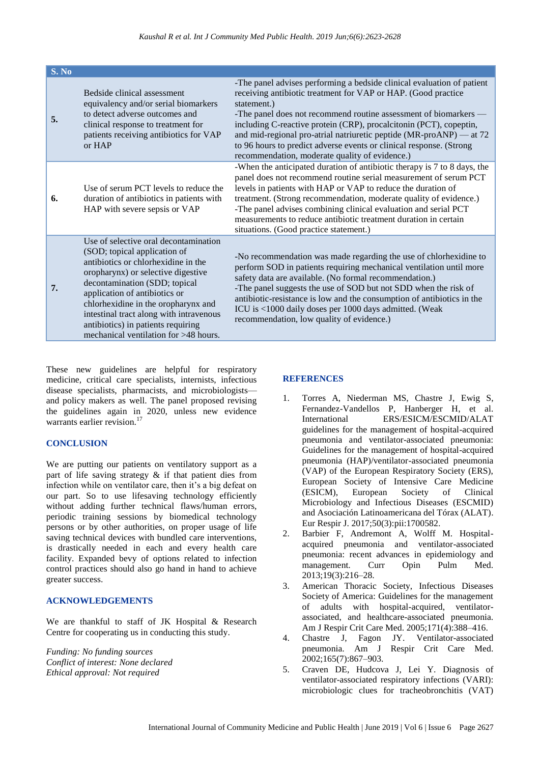| S. No | | |
|---|---|---|
| 5. | Bedside clinical assessment equivalency and/or serial biomarkers to detect adverse outcomes and clinical response to treatment for patients receiving antibiotics for VAP or HAP | -The panel advises performing a bedside clinical evaluation of patient receiving antibiotic treatment for VAP or HAP. (Good practice statement.) -The panel does not recommend routine assessment of biomarkers — including C-reactive protein (CRP), procalcitonin (PCT), copeptin, and mid-regional pro-atrial natriuretic peptide (MR-proANP) — at 72 to 96 hours to predict adverse events or clinical response. (Strong recommendation, moderate quality of evidence.) |
| 6. | Use of serum PCT levels to reduce the duration of antibiotics in patients with HAP with severe sepsis or VAP | -When the anticipated duration of antibiotic therapy is 7 to 8 days, the panel does not recommend routine serial measurement of serum PCT levels in patients with HAP or VAP to reduce the duration of treatment. (Strong recommendation, moderate quality of evidence.) -The panel advises combining clinical evaluation and serial PCT measurements to reduce antibiotic treatment duration in certain situations. (Good practice statement.) |
| 7. | Use of selective oral decontamination (SOD; topical application of antibiotics or chlorhexidine in the oropharynx) or selective digestive decontamination (SDD; topical application of antibiotics or chlorhexidine in the oropharynx and intestinal tract along with intravenous antibiotics) in patients requiring mechanical ventilation for >48 hours. | -No recommendation was made regarding the use of chlorhexidine to perform SOD in patients requiring mechanical ventilation until more safety data are available. (No formal recommendation.) -The panel suggests the use of SOD but not SDD when the risk of antibiotic-resistance is low and the consumption of antibiotics in the ICU is <1000 daily doses per 1000 days admitted. (Weak recommendation, low quality of evidence.) |

These new guidelines are helpful for respiratory medicine, critical care specialists, internists, infectious disease specialists, pharmacists, and microbiologists—and policy makers as well. The panel proposed revising the guidelines again in 2020, unless new evidence warrants earlier revision.[17]

## CONCLUSION

We are putting our patients on ventilatory support as a part of life saving strategy & if that patient dies from infection while on ventilator care, then it's a big defeat on our part. So to use lifesaving technology efficiently without adding further technical flaws/human errors, periodic training sessions by biomedical technology persons or by other authorities, on proper usage of life saving technical devices with bundled care interventions, is drastically needed in each and every health care facility. Expanded bevy of options related to infection control practices should also go hand in hand to achieve greater success.

## ACKNOWLEDGEMENTS

We are thankful to staff of JK Hospital & Research Centre for cooperating us in conducting this study.

*Funding: No funding sources*
*Conflict of interest: None declared*
*Ethical approval: Not required*

## REFERENCES

1. Torres A, Niederman MS, Chastre J, Ewig S, Fernandez-Vandellos P, Hanberger H, et al. International ERS/ESICM/ESCMID/ALAT guidelines for the management of hospital-acquired pneumonia and ventilator-associated pneumonia: Guidelines for the management of hospital-acquired pneumonia (HAP)/ventilator-associated pneumonia (VAP) of the European Respiratory Society (ERS), European Society of Intensive Care Medicine (ESICM), European Society of Clinical Microbiology and Infectious Diseases (ESCMID) and Asociación Latinoamericana del Tórax (ALAT). Eur Respir J. 2017;50(3):pii:1700582.
2. Barbier F, Andremont A, Wolff M. Hospital-acquired pneumonia and ventilator-associated pneumonia: recent advances in epidemiology and management. Curr Opin Pulm Med. 2013;19(3):216–28.
3. American Thoracic Society, Infectious Diseases Society of America: Guidelines for the management of adults with hospital-acquired, ventilator-associated, and healthcare-associated pneumonia. Am J Respir Crit Care Med. 2005;171(4):388–416.
4. Chastre J, Fagon JY. Ventilator-associated pneumonia. Am J Respir Crit Care Med. 2002;165(7):867–903.
5. Craven DE, Hudcova J, Lei Y. Diagnosis of ventilator-associated respiratory infections (VARI): microbiologic clues for tracheobronchitis (VAT)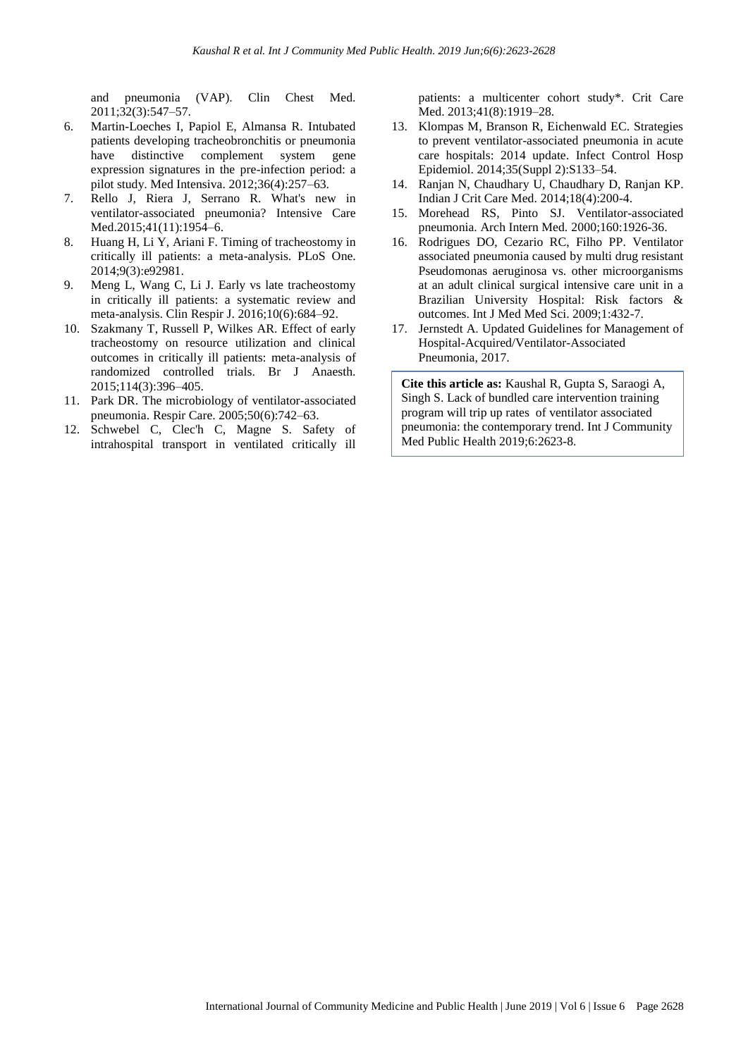and pneumonia (VAP). Clin Chest Med. 2011;32(3):547–57.

6. Martin-Loeches I, Papiol E, Almansa R. Intubated patients developing tracheobronchitis or pneumonia have distinctive complement system gene expression signatures in the pre-infection period: a pilot study. Med Intensiva. 2012;36(4):257–63.
7. Rello J, Riera J, Serrano R. What's new in ventilator-associated pneumonia? Intensive Care Med.2015;41(11):1954–6.
8. Huang H, Li Y, Ariani F. Timing of tracheostomy in critically ill patients: a meta-analysis. PLoS One. 2014;9(3):e92981.
9. Meng L, Wang C, Li J. Early vs late tracheostomy in critically ill patients: a systematic review and meta-analysis. Clin Respir J. 2016;10(6):684–92.
10. Szakmany T, Russell P, Wilkes AR. Effect of early tracheostomy on resource utilization and clinical outcomes in critically ill patients: meta-analysis of randomized controlled trials. Br J Anaesth. 2015;114(3):396–405.
11. Park DR. The microbiology of ventilator-associated pneumonia. Respir Care. 2005;50(6):742–63.
12. Schwebel C, Clec'h C, Magne S. Safety of intrahospital transport in ventilated critically ill patients: a multicenter cohort study*. Crit Care Med. 2013;41(8):1919–28.
13. Klompas M, Branson R, Eichenwald EC. Strategies to prevent ventilator-associated pneumonia in acute care hospitals: 2014 update. Infect Control Hosp Epidemiol. 2014;35(Suppl 2):S133–54.
14. Ranjan N, Chaudhary U, Chaudhary D, Ranjan KP. Indian J Crit Care Med. 2014;18(4):200-4.
15. Morehead RS, Pinto SJ. Ventilator-associated pneumonia. Arch Intern Med. 2000;160:1926-36.
16. Rodrigues DO, Cezario RC, Filho PP. Ventilator associated pneumonia caused by multi drug resistant Pseudomonas aeruginosa vs. other microorganisms at an adult clinical surgical intensive care unit in a Brazilian University Hospital: Risk factors & outcomes. Int J Med Med Sci. 2009;1:432-7.
17. Jernstedt A. Updated Guidelines for Management of Hospital-Acquired/Ventilator-Associated Pneumonia, 2017.

**Cite this article as:** Kaushal R, Gupta S, Saraogi A, Singh S. Lack of bundled care intervention training program will trip up rates of ventilator associated pneumonia: the contemporary trend. Int J Community Med Public Health 2019;6:2623-8.